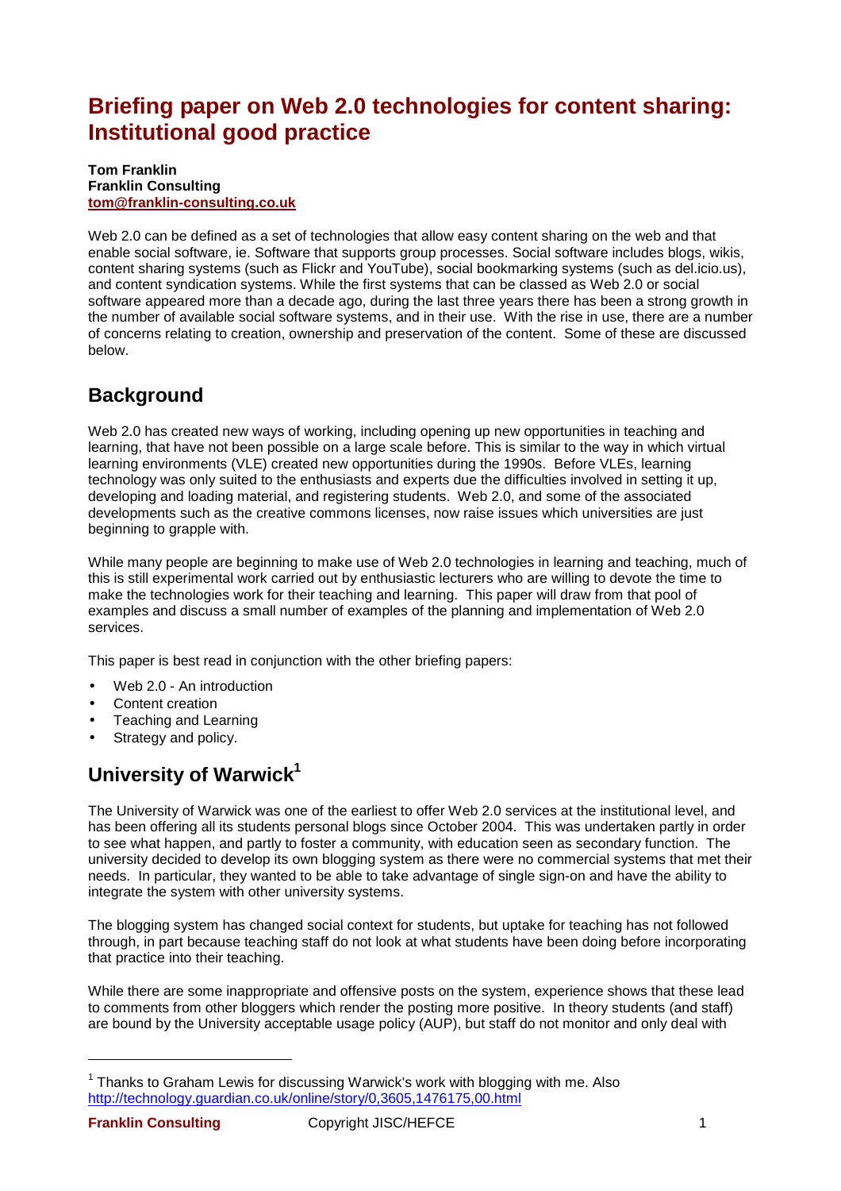# Briefing paper on Web 2.0 technologies for content sharing: Institutional good practice

**Tom Franklin**
**Franklin Consulting**
**[tom@franklin-consulting.co.uk](mailto:tom@franklin-consulting.co.uk)**

Web 2.0 can be defined as a set of technologies that allow easy content sharing on the web and that enable social software, ie. Software that supports group processes. Social software includes blogs, wikis, content sharing systems (such as Flickr and YouTube), social bookmarking systems (such as del.icio.us), and content syndication systems. While the first systems that can be classed as Web 2.0 or social software appeared more than a decade ago, during the last three years there has been a strong growth in the number of available social software systems, and in their use. With the rise in use, there are a number of concerns relating to creation, ownership and preservation of the content. Some of these are discussed below.

## Background

Web 2.0 has created new ways of working, including opening up new opportunities in teaching and learning, that have not been possible on a large scale before. This is similar to the way in which virtual learning environments (VLE) created new opportunities during the 1990s. Before VLEs, learning technology was only suited to the enthusiasts and experts due the difficulties involved in setting it up, developing and loading material, and registering students. Web 2.0, and some of the associated developments such as the creative commons licenses, now raise issues which universities are just beginning to grapple with.

While many people are beginning to make use of Web 2.0 technologies in learning and teaching, much of this is still experimental work carried out by enthusiastic lecturers who are willing to devote the time to make the technologies work for their teaching and learning. This paper will draw from that pool of examples and discuss a small number of examples of the planning and implementation of Web 2.0 services.

This paper is best read in conjunction with the other briefing papers:

- Web 2.0 - An introduction
- Content creation
- Teaching and Learning
- Strategy and policy.

## University of Warwick[1]

The University of Warwick was one of the earliest to offer Web 2.0 services at the institutional level, and has been offering all its students personal blogs since October 2004. This was undertaken partly in order to see what happen, and partly to foster a community, with education seen as secondary function. The university decided to develop its own blogging system as there were no commercial systems that met their needs. In particular, they wanted to be able to take advantage of single sign-on and have the ability to integrate the system with other university systems.

The blogging system has changed social context for students, but uptake for teaching has not followed through, in part because teaching staff do not look at what students have been doing before incorporating that practice into their teaching.

While there are some inappropriate and offensive posts on the system, experience shows that these lead to comments from other bloggers which render the posting more positive. In theory students (and staff) are bound by the University acceptable usage policy (AUP), but staff do not monitor and only deal with

---

[1] Thanks to Graham Lewis for discussing Warwick's work with blogging with me. Also [http://technology.guardian.co.uk/online/story/0,3605,1476175,00.html](http://technology.guardian.co.uk/online/story/0,3605,1476175,00.html)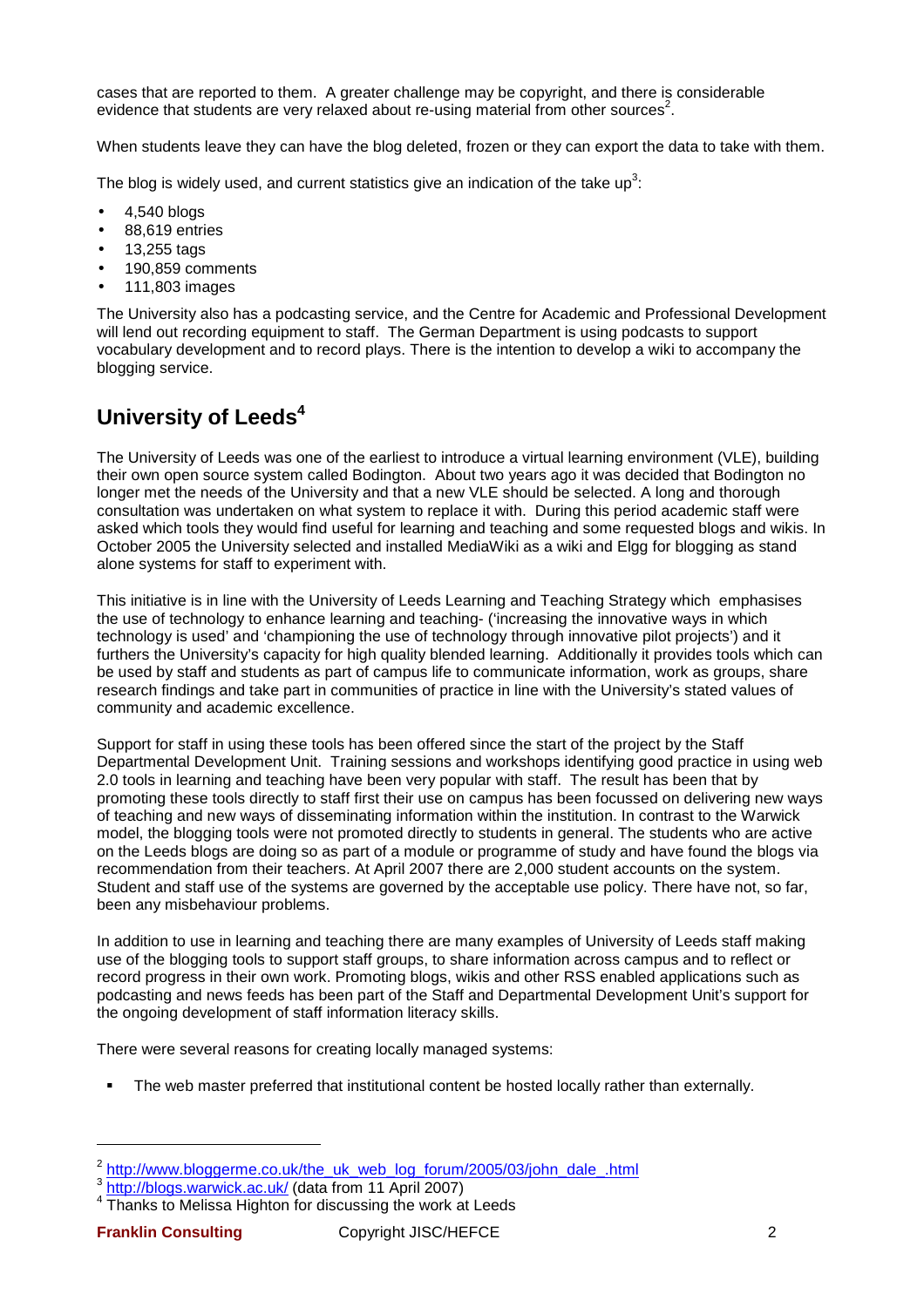cases that are reported to them. A greater challenge may be copyright, and there is considerable evidence that students are very relaxed about re-using material from other sources[2].

When students leave they can have the blog deleted, frozen or they can export the data to take with them.

The blog is widely used, and current statistics give an indication of the take up[3]:

- 4,540 blogs
- 88,619 entries
- 13,255 tags
- 190,859 comments
- 111,803 images

The University also has a podcasting service, and the Centre for Academic and Professional Development will lend out recording equipment to staff. The German Department is using podcasts to support vocabulary development and to record plays. There is the intention to develop a wiki to accompany the blogging service.

## University of Leeds[4]

The University of Leeds was one of the earliest to introduce a virtual learning environment (VLE), building their own open source system called Bodington. About two years ago it was decided that Bodington no longer met the needs of the University and that a new VLE should be selected. A long and thorough consultation was undertaken on what system to replace it with. During this period academic staff were asked which tools they would find useful for learning and teaching and some requested blogs and wikis. In October 2005 the University selected and installed MediaWiki as a wiki and Elgg for blogging as stand alone systems for staff to experiment with.

This initiative is in line with the University of Leeds Learning and Teaching Strategy which emphasises the use of technology to enhance learning and teaching- ('increasing the innovative ways in which technology is used' and 'championing the use of technology through innovative pilot projects') and it furthers the University's capacity for high quality blended learning. Additionally it provides tools which can be used by staff and students as part of campus life to communicate information, work as groups, share research findings and take part in communities of practice in line with the University's stated values of community and academic excellence.

Support for staff in using these tools has been offered since the start of the project by the Staff Departmental Development Unit. Training sessions and workshops identifying good practice in using web 2.0 tools in learning and teaching have been very popular with staff. The result has been that by promoting these tools directly to staff first their use on campus has been focussed on delivering new ways of teaching and new ways of disseminating information within the institution. In contrast to the Warwick model, the blogging tools were not promoted directly to students in general. The students who are active on the Leeds blogs are doing so as part of a module or programme of study and have found the blogs via recommendation from their teachers. At April 2007 there are 2,000 student accounts on the system. Student and staff use of the systems are governed by the acceptable use policy. There have not, so far, been any misbehaviour problems.

In addition to use in learning and teaching there are many examples of University of Leeds staff making use of the blogging tools to support staff groups, to share information across campus and to reflect or record progress in their own work. Promoting blogs, wikis and other RSS enabled applications such as podcasting and news feeds has been part of the Staff and Departmental Development Unit's support for the ongoing development of staff information literacy skills.

There were several reasons for creating locally managed systems:

- The web master preferred that institutional content be hosted locally rather than externally.

---

[2] http://www.bloggerme.co.uk/the_uk_web_log_forum/2005/03/john_dale_.html

[3] http://blogs.warwick.ac.uk/ (data from 11 April 2007)

[4] Thanks to Melissa Highton for discussing the work at Leeds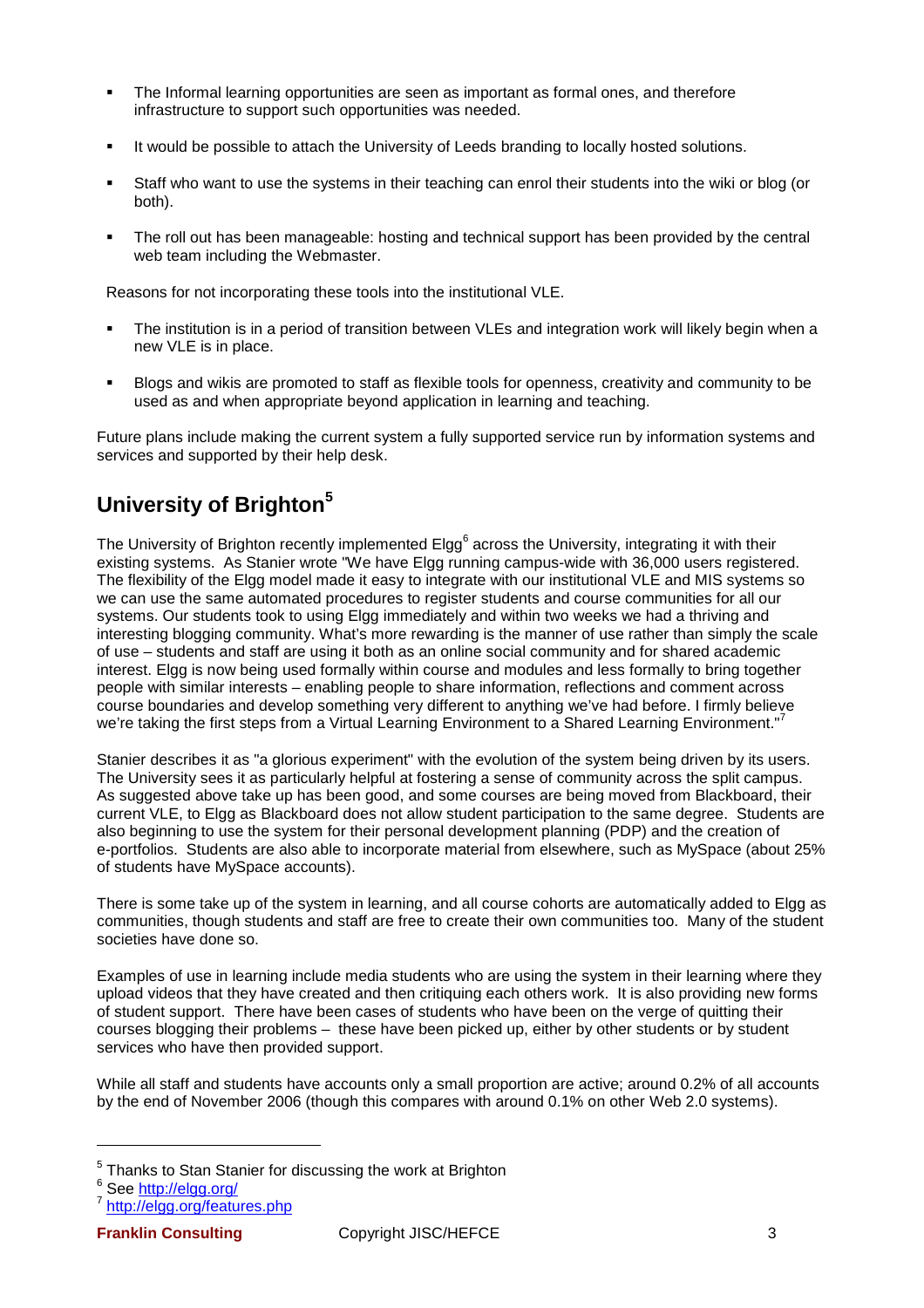- The Informal learning opportunities are seen as important as formal ones, and therefore infrastructure to support such opportunities was needed.
- It would be possible to attach the University of Leeds branding to locally hosted solutions.
- Staff who want to use the systems in their teaching can enrol their students into the wiki or blog (or both).
- The roll out has been manageable: hosting and technical support has been provided by the central web team including the Webmaster.

Reasons for not incorporating these tools into the institutional VLE.

- The institution is in a period of transition between VLEs and integration work will likely begin when a new VLE is in place.
- Blogs and wikis are promoted to staff as flexible tools for openness, creativity and community to be used as and when appropriate beyond application in learning and teaching.

Future plans include making the current system a fully supported service run by information systems and services and supported by their help desk.

## University of Brighton[5]

The University of Brighton recently implemented Elgg[6] across the University, integrating it with their existing systems. As Stanier wrote "We have Elgg running campus-wide with 36,000 users registered. The flexibility of the Elgg model made it easy to integrate with our institutional VLE and MIS systems so we can use the same automated procedures to register students and course communities for all our systems. Our students took to using Elgg immediately and within two weeks we had a thriving and interesting blogging community. What's more rewarding is the manner of use rather than simply the scale of use – students and staff are using it both as an online social community and for shared academic interest. Elgg is now being used formally within course and modules and less formally to bring together people with similar interests – enabling people to share information, reflections and comment across course boundaries and develop something very different to anything we've had before. I firmly believe we're taking the first steps from a Virtual Learning Environment to a Shared Learning Environment."[7]

Stanier describes it as "a glorious experiment" with the evolution of the system being driven by its users. The University sees it as particularly helpful at fostering a sense of community across the split campus. As suggested above take up has been good, and some courses are being moved from Blackboard, their current VLE, to Elgg as Blackboard does not allow student participation to the same degree. Students are also beginning to use the system for their personal development planning (PDP) and the creation of e-portfolios. Students are also able to incorporate material from elsewhere, such as MySpace (about 25% of students have MySpace accounts).

There is some take up of the system in learning, and all course cohorts are automatically added to Elgg as communities, though students and staff are free to create their own communities too. Many of the student societies have done so.

Examples of use in learning include media students who are using the system in their learning where they upload videos that they have created and then critiquing each others work. It is also providing new forms of student support. There have been cases of students who have been on the verge of quitting their courses blogging their problems – these have been picked up, either by other students or by student services who have then provided support.

While all staff and students have accounts only a small proportion are active; around 0.2% of all accounts by the end of November 2006 (though this compares with around 0.1% on other Web 2.0 systems).

---

[5] Thanks to Stan Stanier for discussing the work at Brighton

[6] See http://elgg.org/

[7] http://elgg.org/features.php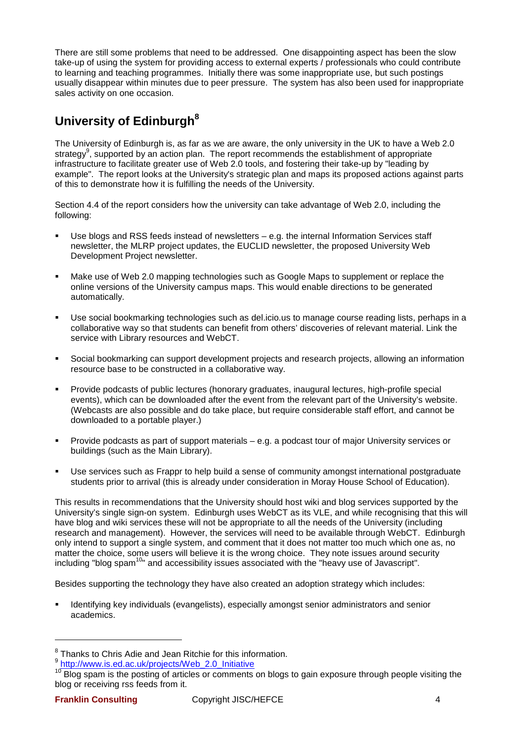There are still some problems that need to be addressed. One disappointing aspect has been the slow take-up of using the system for providing access to external experts / professionals who could contribute to learning and teaching programmes. Initially there was some inappropriate use, but such postings usually disappear within minutes due to peer pressure. The system has also been used for inappropriate sales activity on one occasion.

## University of Edinburgh[8]

The University of Edinburgh is, as far as we are aware, the only university in the UK to have a Web 2.0 strategy[9], supported by an action plan. The report recommends the establishment of appropriate infrastructure to facilitate greater use of Web 2.0 tools, and fostering their take-up by "leading by example". The report looks at the University's strategic plan and maps its proposed actions against parts of this to demonstrate how it is fulfilling the needs of the University.

Section 4.4 of the report considers how the university can take advantage of Web 2.0, including the following:

- Use blogs and RSS feeds instead of newsletters – e.g. the internal Information Services staff newsletter, the MLRP project updates, the EUCLID newsletter, the proposed University Web Development Project newsletter.
- Make use of Web 2.0 mapping technologies such as Google Maps to supplement or replace the online versions of the University campus maps. This would enable directions to be generated automatically.
- Use social bookmarking technologies such as del.icio.us to manage course reading lists, perhaps in a collaborative way so that students can benefit from others' discoveries of relevant material. Link the service with Library resources and WebCT.
- Social bookmarking can support development projects and research projects, allowing an information resource base to be constructed in a collaborative way.
- Provide podcasts of public lectures (honorary graduates, inaugural lectures, high-profile special events), which can be downloaded after the event from the relevant part of the University's website. (Webcasts are also possible and do take place, but require considerable staff effort, and cannot be downloaded to a portable player.)
- Provide podcasts as part of support materials – e.g. a podcast tour of major University services or buildings (such as the Main Library).
- Use services such as Frappr to help build a sense of community amongst international postgraduate students prior to arrival (this is already under consideration in Moray House School of Education).

This results in recommendations that the University should host wiki and blog services supported by the University's single sign-on system. Edinburgh uses WebCT as its VLE, and while recognising that this will have blog and wiki services these will not be appropriate to all the needs of the University (including research and management). However, the services will need to be available through WebCT. Edinburgh only intend to support a single system, and comment that it does not matter too much which one as, no matter the choice, some users will believe it is the wrong choice. They note issues around security including "blog spam[10]" and accessibility issues associated with the "heavy use of Javascript".

Besides supporting the technology they have also created an adoption strategy which includes:

- Identifying key individuals (evangelists), especially amongst senior administrators and senior academics.

---

[8] Thanks to Chris Adie and Jean Ritchie for this information.

[9] http://www.is.ed.ac.uk/projects/Web_2.0_Initiative

[10] Blog spam is the posting of articles or comments on blogs to gain exposure through people visiting the blog or receiving rss feeds from it.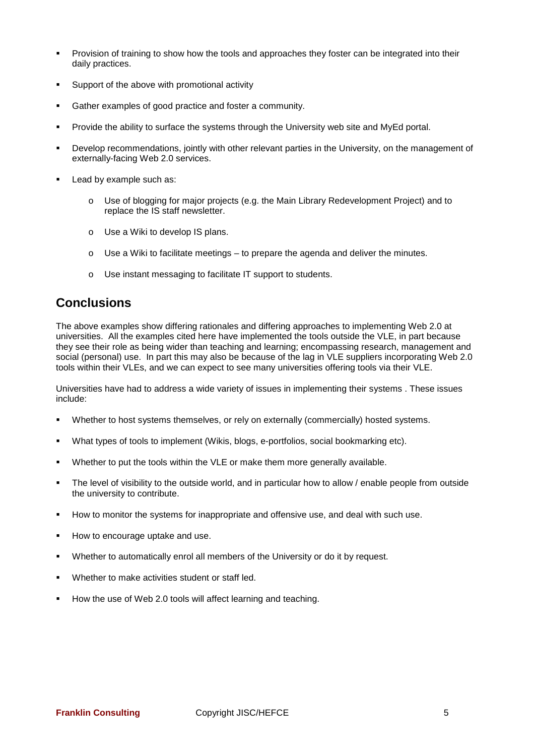- Provision of training to show how the tools and approaches they foster can be integrated into their daily practices.
- Support of the above with promotional activity
- Gather examples of good practice and foster a community.
- Provide the ability to surface the systems through the University web site and MyEd portal.
- Develop recommendations, jointly with other relevant parties in the University, on the management of externally-facing Web 2.0 services.
- Lead by example such as:
  - Use of blogging for major projects (e.g. the Main Library Redevelopment Project) and to replace the IS staff newsletter.
  - Use a Wiki to develop IS plans.
  - Use a Wiki to facilitate meetings – to prepare the agenda and deliver the minutes.
  - Use instant messaging to facilitate IT support to students.

## Conclusions

The above examples show differing rationales and differing approaches to implementing Web 2.0 at universities. All the examples cited here have implemented the tools outside the VLE, in part because they see their role as being wider than teaching and learning; encompassing research, management and social (personal) use. In part this may also be because of the lag in VLE suppliers incorporating Web 2.0 tools within their VLEs, and we can expect to see many universities offering tools via their VLE.

Universities have had to address a wide variety of issues in implementing their systems . These issues include:

- Whether to host systems themselves, or rely on externally (commercially) hosted systems.
- What types of tools to implement (Wikis, blogs, e-portfolios, social bookmarking etc).
- Whether to put the tools within the VLE or make them more generally available.
- The level of visibility to the outside world, and in particular how to allow / enable people from outside the university to contribute.
- How to monitor the systems for inappropriate and offensive use, and deal with such use.
- How to encourage uptake and use.
- Whether to automatically enrol all members of the University or do it by request.
- Whether to make activities student or staff led.
- How the use of Web 2.0 tools will affect learning and teaching.